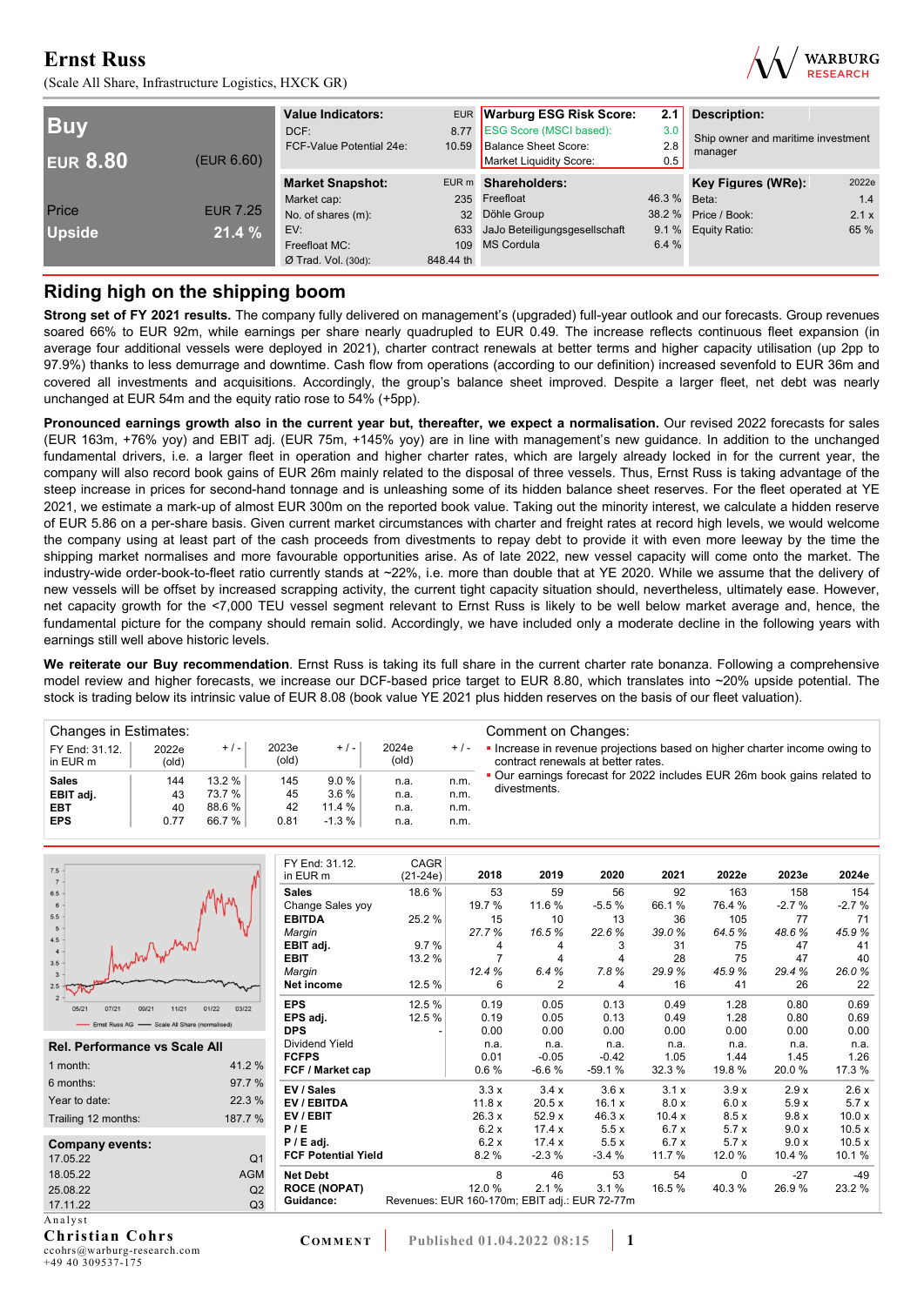# Ernst Russ

(Scale All Share, Infrastructure Logistics, HXCK GR)

| **Buy** | |
|---|---|
| **EUR 8.80** | (EUR 6.60) |
| Price | EUR 7.25 |
| **Upside** | **21.4 %** |

| **Value Indicators:** | EUR |
|---|---|
| DCF: | 8.77 |
| FCF-Value Potential 24e: | 10.59 |

| **Warburg ESG Risk Score:** | **2.1** |
|---|---|
| ESG Score (MSCI based): | 3.0 |
| Balance Sheet Score: | 2.8 |
| Market Liquidity Score: | 0.5 |

**Description:**

Ship owner and maritime investment manager

| **Market Snapshot:** | EUR m |
|---|---|
| Market cap: | 235 |
| No. of shares (m): | 32 |
| EV: | 633 |
| Freefloat MC: | 109 |
| Ø Trad. Vol. (30d): | 848.44 th |

| **Shareholders:** | |
|---|---|
| Freefloat | 46.3 % |
| Döhle Group | 38.2 % |
| JaJo Beteiligungsgesellschaft | 9.1 % |
| MS Cordula | 6.4 % |

| **Key Figures (WRe):** | 2022e |
|---|---|
| Beta: | 1.4 |
| Price / Book: | 2.1 x |
| Equity Ratio: | 65 % |

## Riding high on the shipping boom

**Strong set of FY 2021 results.** The company fully delivered on management's (upgraded) full-year outlook and our forecasts. Group revenues soared 66% to EUR 92m, while earnings per share nearly quadrupled to EUR 0.49. The increase reflects continuous fleet expansion (in average four additional vessels were deployed in 2021), charter contract renewals at better terms and higher capacity utilisation (up 2pp to 97.9%) thanks to less demurrage and downtime. Cash flow from operations (according to our definition) increased sevenfold to EUR 36m and covered all investments and acquisitions. Accordingly, the group's balance sheet improved. Despite a larger fleet, net debt was nearly unchanged at EUR 54m and the equity ratio rose to 54% (+5pp).

**Pronounced earnings growth also in the current year but, thereafter, we expect a normalisation.** Our revised 2022 forecasts for sales (EUR 163m, +76% yoy) and EBIT adj. (EUR 75m, +145% yoy) are in line with management's new guidance. In addition to the unchanged fundamental drivers, i.e. a larger fleet in operation and higher charter rates, which are largely already locked in for the current year, the company will also record book gains of EUR 26m mainly related to the disposal of three vessels. Thus, Ernst Russ is taking advantage of the steep increase in prices for second-hand tonnage and is unleashing some of its hidden balance sheet reserves. For the fleet operated at YE 2021, we estimate a mark-up of almost EUR 300m on the reported book value. Taking out the minority interest, we calculate a hidden reserve of EUR 5.86 on a per-share basis. Given current market circumstances with charter and freight rates at record high levels, we would welcome the company using at least part of the cash proceeds from divestments to repay debt to provide it with even more leeway by the time the shipping market normalises and more favourable opportunities arise. As of late 2022, new vessel capacity will come onto the market. The industry-wide order-book-to-fleet ratio currently stands at ~22%, i.e. more than double that at YE 2020. While we assume that the delivery of new vessels will be offset by increased scrapping activity, the current tight capacity situation should, nevertheless, ultimately ease. However, net capacity growth for the <7,000 TEU vessel segment relevant to Ernst Russ is likely to be well below market average and, hence, the fundamental picture for the company should remain solid. Accordingly, we have included only a moderate decline in the following years with earnings still well above historic levels.

**We reiterate our Buy recommendation**. Ernst Russ is taking its full share in the current charter rate bonanza. Following a comprehensive model review and higher forecasts, we increase our DCF-based price target to EUR 8.80, which translates into ~20% upside potential. The stock is trading below its intrinsic value of EUR 8.08 (book value YE 2021 plus hidden reserves on the basis of our fleet valuation).

**Changes in Estimates:**

| FY End: 31.12. in EUR m | 2022e (old) | + / - | 2023e (old) | + / - | 2024e (old) | + / - |
|---|---|---|---|---|---|---|
| **Sales** | 144 | 13.2 % | 145 | 9.0 % | n.a. | n.m. |
| **EBIT adj.** | 43 | 73.7 % | 45 | 3.6 % | n.a. | n.m. |
| **EBT** | 40 | 88.6 % | 42 | 11.4 % | n.a. | n.m. |
| **EPS** | 0.77 | 66.7 % | 0.81 | -1.3 % | n.a. | n.m. |

**Comment on Changes:**

- Increase in revenue projections based on higher charter income owing to contract renewals at better rates.
- Our earnings forecast for 2022 includes EUR 26m book gains related to divestments.

**Rel. Performance vs Scale All**

| | |
|---|---|
| 1 month: | 41.2 % |
| 6 months: | 97.7 % |
| Year to date: | 22.3 % |
| Trailing 12 months: | 187.7 % |

**Company events:**

| | |
|---|---|
| 17.05.22 | Q1 |
| 18.05.22 | AGM |
| 25.08.22 | Q2 |
| 17.11.22 | Q3 |

| FY End: 31.12. in EUR m | CAGR (21-24e) | 2018 | 2019 | 2020 | 2021 | 2022e | 2023e | 2024e |
|---|---|---|---|---|---|---|---|---|
| **Sales** | 18.6 % | 53 | 59 | 56 | 92 | 163 | 158 | 154 |
| Change Sales yoy | | 19.7 % | 11.6 % | -5.5 % | 66.1 % | 76.4 % | -2.7 % | -2.7 % |
| **EBITDA** | 25.2 % | 15 | 10 | 13 | 36 | 105 | 77 | 71 |
| *Margin* | | *27.7 %* | *16.5 %* | *22.6 %* | *39.0 %* | *64.5 %* | *48.6 %* | *45.9 %* |
| **EBIT adj.** | 9.7 % | 4 | 4 | 3 | 31 | 75 | 47 | 41 |
| **EBIT** | 13.2 % | 7 | 4 | 4 | 28 | 75 | 47 | 40 |
| *Margin* | | *12.4 %* | *6.4 %* | *7.8 %* | *29.9 %* | *45.9 %* | *29.4 %* | *26.0 %* |
| **Net income** | 12.5 % | 6 | 2 | 4 | 16 | 41 | 26 | 22 |
| **EPS** | 12.5 % | 0.19 | 0.05 | 0.13 | 0.49 | 1.28 | 0.80 | 0.69 |
| **EPS adj.** | 12.5 % | 0.19 | 0.05 | 0.13 | 0.49 | 1.28 | 0.80 | 0.69 |
| **DPS** | - | 0.00 | 0.00 | 0.00 | 0.00 | 0.00 | 0.00 | 0.00 |
| Dividend Yield | | n.a. | n.a. | n.a. | n.a. | n.a. | n.a. | n.a. |
| **FCFPS** | | 0.01 | -0.05 | -0.42 | 1.05 | 1.44 | 1.45 | 1.26 |
| **FCF / Market cap** | | 0.6 % | -6.6 % | -59.1 % | 32.3 % | 19.8 % | 20.0 % | 17.3 % |
| **EV / Sales** | | 3.3 x | 3.4 x | 3.6 x | 3.1 x | 3.9 x | 2.9 x | 2.6 x |
| **EV / EBITDA** | | 11.8 x | 20.5 x | 16.1 x | 8.0 x | 6.0 x | 5.9 x | 5.7 x |
| **EV / EBIT** | | 26.3 x | 52.9 x | 46.3 x | 10.4 x | 8.5 x | 9.8 x | 10.0 x |
| **P / E** | | 6.2 x | 17.4 x | 5.5 x | 6.7 x | 5.7 x | 9.0 x | 10.5 x |
| **P / E adj.** | | 6.2 x | 17.4 x | 5.5 x | 6.7 x | 5.7 x | 9.0 x | 10.5 x |
| **FCF Potential Yield** | | 8.2 % | -2.3 % | -3.4 % | 11.7 % | 12.0 % | 10.4 % | 10.1 % |
| **Net Debt** | | 8 | 46 | 53 | 54 | 0 | -27 | -49 |
| **ROCE (NOPAT)** | | 12.0 % | 2.1 % | 3.1 % | 16.5 % | 40.3 % | 26.9 % | 23.2 % |
| **Guidance:** | Revenues: EUR 160-170m; EBIT adj.: EUR 72-77m | | | | | | | |

Analyst

**Christian Cohrs**

ccohrs@warburg-research.com

+49 40 309537-175

COMMENT | Published 01.04.2022 08:15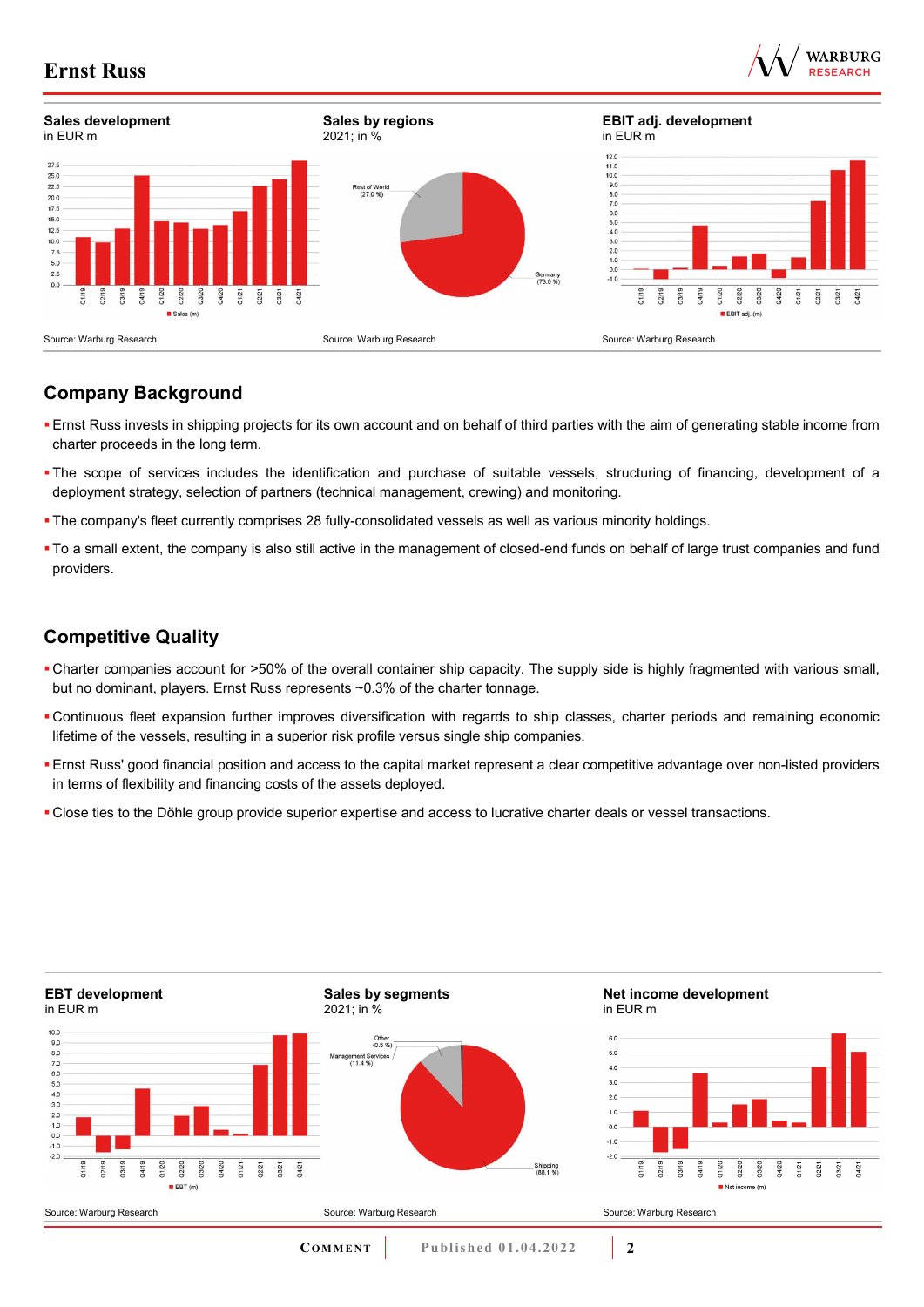**Sales development**
in EUR m

Source: Warburg Research

**Sales by regions**
2021; in %

Source: Warburg Research

**EBIT adj. development**
in EUR m

Source: Warburg Research

## Company Background

- Ernst Russ invests in shipping projects for its own account and on behalf of third parties with the aim of generating stable income from charter proceeds in the long term.
- The scope of services includes the identification and purchase of suitable vessels, structuring of financing, development of a deployment strategy, selection of partners (technical management, crewing) and monitoring.
- The company's fleet currently comprises 28 fully-consolidated vessels as well as various minority holdings.
- To a small extent, the company is also still active in the management of closed-end funds on behalf of large trust companies and fund providers.

## Competitive Quality

- Charter companies account for >50% of the overall container ship capacity. The supply side is highly fragmented with various small, but no dominant, players. Ernst Russ represents ~0.3% of the charter tonnage.
- Continuous fleet expansion further improves diversification with regards to ship classes, charter periods and remaining economic lifetime of the vessels, resulting in a superior risk profile versus single ship companies.
- Ernst Russ' good financial position and access to the capital market represent a clear competitive advantage over non-listed providers in terms of flexibility and financing costs of the assets deployed.
- Close ties to the Döhle group provide superior expertise and access to lucrative charter deals or vessel transactions.

**EBT development**
in EUR m

Source: Warburg Research

**Sales by segments**
2021; in %

Source: Warburg Research

**Net income development**
in EUR m

Source: Warburg Research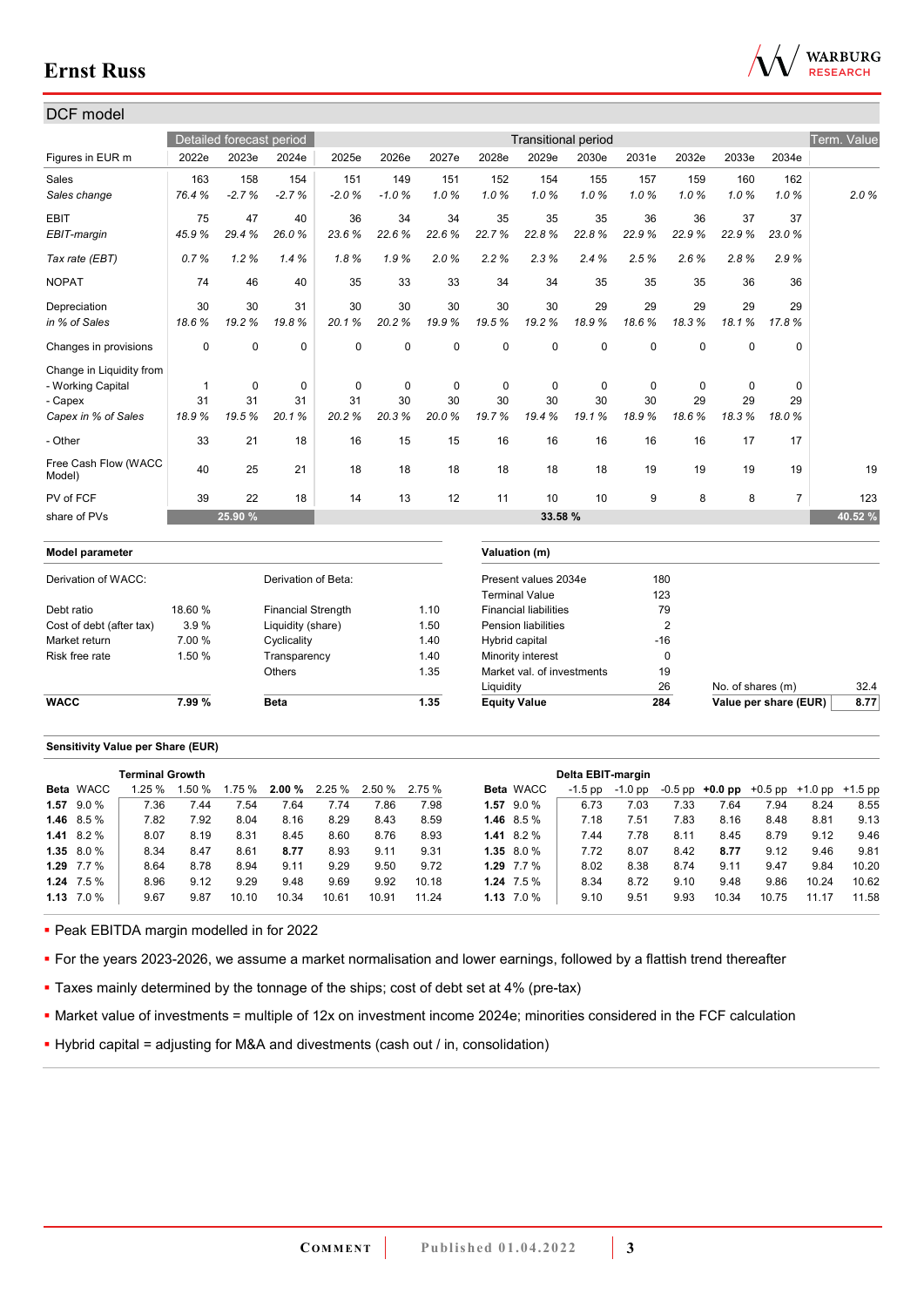## DCF model

| Figures in EUR m | Detailed forecast period | | | Transitional period | | | | | | | | | | Term. Value |
|---|---|---|---|---|---|---|---|---|---|---|---|---|---|---|
| | 2022e | 2023e | 2024e | 2025e | 2026e | 2027e | 2028e | 2029e | 2030e | 2031e | 2032e | 2033e | 2034e | |
| Sales | 163 | 158 | 154 | 151 | 149 | 151 | 152 | 154 | 155 | 157 | 159 | 160 | 162 | |
| *Sales change* | *76.4 %* | *-2.7 %* | *-2.7 %* | *-2.0 %* | *-1.0 %* | *1.0 %* | *1.0 %* | *1.0 %* | *1.0 %* | *1.0 %* | *1.0 %* | *1.0 %* | *1.0 %* | *2.0 %* |
| EBIT | 75 | 47 | 40 | 36 | 34 | 34 | 35 | 35 | 35 | 36 | 36 | 37 | 37 | |
| *EBIT-margin* | *45.9 %* | *29.4 %* | *26.0 %* | *23.6 %* | *22.6 %* | *22.6 %* | *22.7 %* | *22.8 %* | *22.8 %* | *22.9 %* | *22.9 %* | *22.9 %* | *23.0 %* | |
| *Tax rate (EBT)* | *0.7 %* | *1.2 %* | *1.4 %* | *1.8 %* | *1.9 %* | *2.0 %* | *2.2 %* | *2.3 %* | *2.4 %* | *2.5 %* | *2.6 %* | *2.8 %* | *2.9 %* | |
| NOPAT | 74 | 46 | 40 | 35 | 33 | 33 | 34 | 34 | 35 | 35 | 35 | 36 | 36 | |
| Depreciation | 30 | 30 | 31 | 30 | 30 | 30 | 30 | 30 | 29 | 29 | 29 | 29 | 29 | |
| *in % of Sales* | *18.6 %* | *19.2 %* | *19.8 %* | *20.1 %* | *20.2 %* | *19.9 %* | *19.5 %* | *19.2 %* | *18.9 %* | *18.6 %* | *18.3 %* | *18.1 %* | *17.8 %* | |
| Changes in provisions | 0 | 0 | 0 | 0 | 0 | 0 | 0 | 0 | 0 | 0 | 0 | 0 | 0 | |
| Change in Liquidity from | | | | | | | | | | | | | | |
| - Working Capital | 1 | 0 | 0 | 0 | 0 | 0 | 0 | 0 | 0 | 0 | 0 | 0 | 0 | |
| - Capex | 31 | 31 | 31 | 31 | 30 | 30 | 30 | 30 | 30 | 30 | 29 | 29 | 29 | |
| *Capex in % of Sales* | *18.9 %* | *19.5 %* | *20.1 %* | *20.2 %* | *20.3 %* | *20.0 %* | *19.7 %* | *19.4 %* | *19.1 %* | *18.9 %* | *18.6 %* | *18.3 %* | *18.0 %* | |
| - Other | 33 | 21 | 18 | 16 | 15 | 15 | 16 | 16 | 16 | 16 | 16 | 17 | 17 | |
| Free Cash Flow (WACC Model) | 40 | 25 | 21 | 18 | 18 | 18 | 18 | 18 | 18 | 19 | 19 | 19 | 19 | 19 |
| PV of FCF | 39 | 22 | 18 | 14 | 13 | 12 | 11 | 10 | 10 | 9 | 8 | 8 | 7 | 123 |
| share of PVs | | 25.90 % | | | | | | 33.58 % | | | | | | 40.52 % |

| Model parameter | | | |
|---|---|---|---|
| Derivation of WACC: | | Derivation of Beta: | |
| Debt ratio | 18.60 % | Financial Strength | 1.10 |
| Cost of debt (after tax) | 3.9 % | Liquidity (share) | 1.50 |
| Market return | 7.00 % | Cyclicality | 1.40 |
| Risk free rate | 1.50 % | Transparency | 1.40 |
| | | Others | 1.35 |
| **WACC** | **7.99 %** | **Beta** | **1.35** |

| Valuation (m) | | | |
|---|---|---|---|
| Present values 2034e | 180 | | |
| Terminal Value | 123 | | |
| Financial liabilities | 79 | | |
| Pension liabilities | 2 | | |
| Hybrid capital | -16 | | |
| Minority interest | 0 | | |
| Market val. of investments | 19 | | |
| Liquidity | 26 | No. of shares (m) | 32.4 |
| **Equity Value** | **284** | **Value per share (EUR)** | **8.77** |

**Sensitivity Value per Share (EUR)**

| Beta | WACC | Terminal Growth 1.25 % | 1.50 % | 1.75 % | **2.00 %** | 2.25 % | 2.50 % | 2.75 % |
|---|---|---|---|---|---|---|---|---|
| **1.57** | 9.0 % | 7.36 | 7.44 | 7.54 | 7.64 | 7.74 | 7.86 | 7.98 |
| **1.46** | 8.5 % | 7.82 | 7.92 | 8.04 | 8.16 | 8.29 | 8.43 | 8.59 |
| **1.41** | 8.2 % | 8.07 | 8.19 | 8.31 | 8.45 | 8.60 | 8.76 | 8.93 |
| **1.35** | 8.0 % | 8.34 | 8.47 | 8.61 | **8.77** | 8.93 | 9.11 | 9.31 |
| **1.29** | 7.7 % | 8.64 | 8.78 | 8.94 | 9.11 | 9.29 | 9.50 | 9.72 |
| **1.24** | 7.5 % | 8.96 | 9.12 | 9.29 | 9.48 | 9.69 | 9.92 | 10.18 |
| **1.13** | 7.0 % | 9.67 | 9.87 | 10.10 | 10.34 | 10.61 | 10.91 | 11.24 |

| Beta | WACC | Delta EBIT-margin -1.5 pp | -1.0 pp | -0.5 pp | **+0.0 pp** | +0.5 pp | +1.0 pp | +1.5 pp |
|---|---|---|---|---|---|---|---|---|
| **1.57** | 9.0 % | 6.73 | 7.03 | 7.33 | 7.64 | 7.94 | 8.24 | 8.55 |
| **1.46** | 8.5 % | 7.18 | 7.51 | 7.83 | 8.16 | 8.48 | 8.81 | 9.13 |
| **1.41** | 8.2 % | 7.44 | 7.78 | 8.11 | 8.45 | 8.79 | 9.12 | 9.46 |
| **1.35** | 8.0 % | 7.72 | 8.07 | 8.42 | **8.77** | 9.12 | 9.46 | 9.81 |
| **1.29** | 7.7 % | 8.02 | 8.38 | 8.74 | 9.11 | 9.47 | 9.84 | 10.20 |
| **1.24** | 7.5 % | 8.34 | 8.72 | 9.10 | 9.48 | 9.86 | 10.24 | 10.62 |
| **1.13** | 7.0 % | 9.10 | 9.51 | 9.93 | 10.34 | 10.75 | 11.17 | 11.58 |

- Peak EBITDA margin modelled in for 2022
- For the years 2023-2026, we assume a market normalisation and lower earnings, followed by a flattish trend thereafter
- Taxes mainly determined by the tonnage of the ships; cost of debt set at 4% (pre-tax)
- Market value of investments = multiple of 12x on investment income 2024e; minorities considered in the FCF calculation
- Hybrid capital = adjusting for M&A and divestments (cash out / in, consolidation)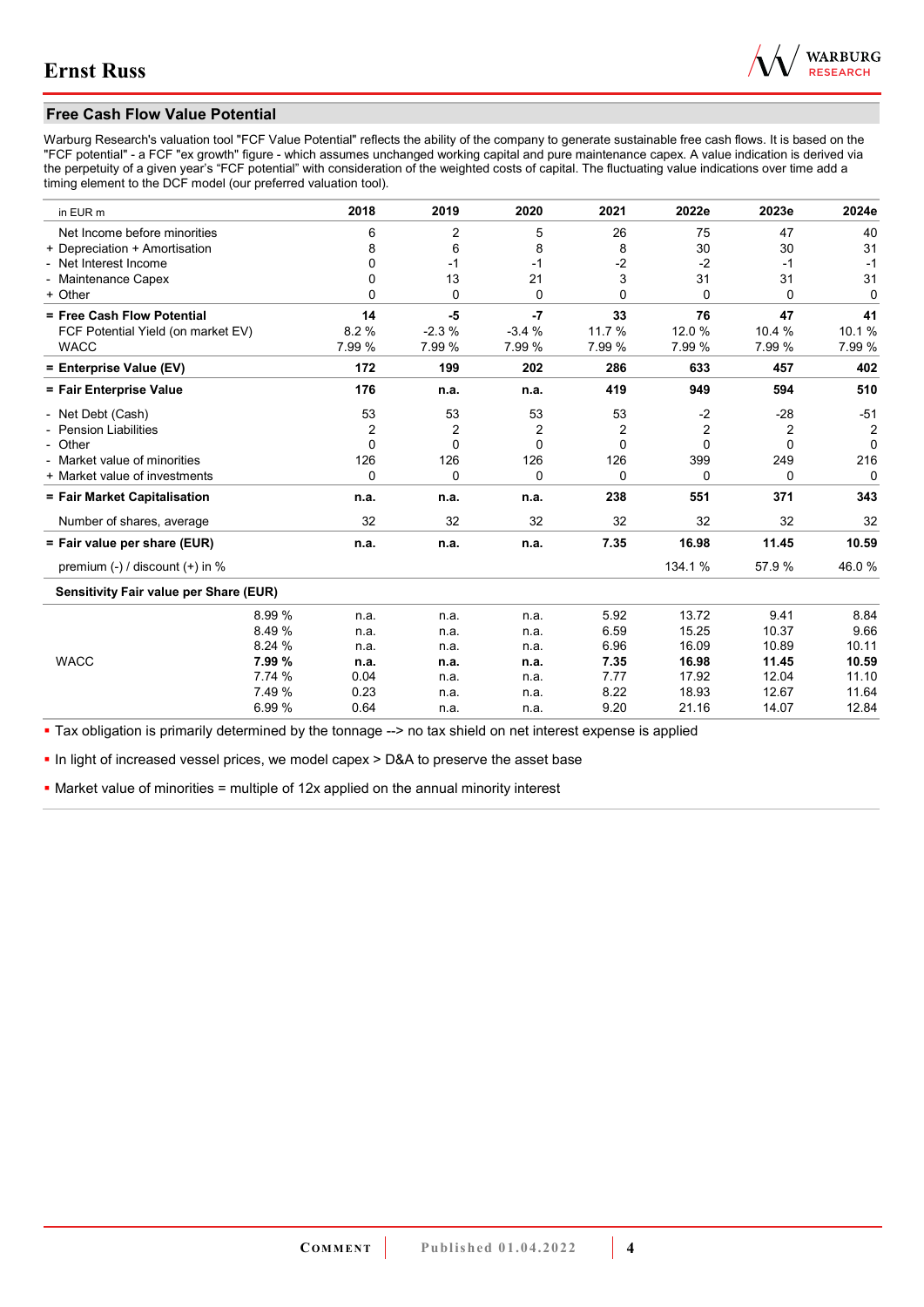## Free Cash Flow Value Potential

Warburg Research's valuation tool "FCF Value Potential" reflects the ability of the company to generate sustainable free cash flows. It is based on the "FCF potential" - a FCF "ex growth" figure - which assumes unchanged working capital and pure maintenance capex. A value indication is derived via the perpetuity of a given year's "FCF potential" with consideration of the weighted costs of capital. The fluctuating value indications over time add a timing element to the DCF model (our preferred valuation tool).

| in EUR m | | 2018 | 2019 | 2020 | 2021 | 2022e | 2023e | 2024e |
|---|---|---|---|---|---|---|---|---|
| Net Income before minorities | | 6 | 2 | 5 | 26 | 75 | 47 | 40 |
| + Depreciation + Amortisation | | 8 | 6 | 8 | 8 | 30 | 30 | 31 |
| - Net Interest Income | | 0 | -1 | -1 | -2 | -2 | -1 | -1 |
| - Maintenance Capex | | 0 | 13 | 21 | 3 | 31 | 31 | 31 |
| + Other | | 0 | 0 | 0 | 0 | 0 | 0 | 0 |
| **= Free Cash Flow Potential** | | **14** | **-5** | **-7** | **33** | **76** | **47** | **41** |
| FCF Potential Yield (on market EV) | | 8.2 % | -2.3 % | -3.4 % | 11.7 % | 12.0 % | 10.4 % | 10.1 % |
| WACC | | 7.99 % | 7.99 % | 7.99 % | 7.99 % | 7.99 % | 7.99 % | 7.99 % |
| **= Enterprise Value (EV)** | | **172** | **199** | **202** | **286** | **633** | **457** | **402** |
| **= Fair Enterprise Value** | | **176** | **n.a.** | **n.a.** | **419** | **949** | **594** | **510** |
| - Net Debt (Cash) | | 53 | 53 | 53 | 53 | -2 | -28 | -51 |
| - Pension Liabilities | | 2 | 2 | 2 | 2 | 2 | 2 | 2 |
| - Other | | 0 | 0 | 0 | 0 | 0 | 0 | 0 |
| - Market value of minorities | | 126 | 126 | 126 | 126 | 399 | 249 | 216 |
| + Market value of investments | | 0 | 0 | 0 | 0 | 0 | 0 | 0 |
| **= Fair Market Capitalisation** | | **n.a.** | **n.a.** | **n.a.** | **238** | **551** | **371** | **343** |
| Number of shares, average | | 32 | 32 | 32 | 32 | 32 | 32 | 32 |
| **= Fair value per share (EUR)** | | **n.a.** | **n.a.** | **n.a.** | **7.35** | **16.98** | **11.45** | **10.59** |
| premium (-) / discount (+) in % | | | | | | 134.1 % | 57.9 % | 46.0 % |
| **Sensitivity Fair value per Share (EUR)** | | | | | | | | |
| | 8.99 % | n.a. | n.a. | n.a. | 5.92 | 13.72 | 9.41 | 8.84 |
| | 8.49 % | n.a. | n.a. | n.a. | 6.59 | 15.25 | 10.37 | 9.66 |
| | 8.24 % | n.a. | n.a. | n.a. | 6.96 | 16.09 | 10.89 | 10.11 |
| WACC | **7.99 %** | **n.a.** | **n.a.** | **n.a.** | **7.35** | **16.98** | **11.45** | **10.59** |
| | 7.74 % | 0.04 | n.a. | n.a. | 7.77 | 17.92 | 12.04 | 11.10 |
| | 7.49 % | 0.23 | n.a. | n.a. | 8.22 | 18.93 | 12.67 | 11.64 |
| | 6.99 % | 0.64 | n.a. | n.a. | 9.20 | 21.16 | 14.07 | 12.84 |

- Tax obligation is primarily determined by the tonnage --> no tax shield on net interest expense is applied
- In light of increased vessel prices, we model capex > D&A to preserve the asset base
- Market value of minorities = multiple of 12x applied on the annual minority interest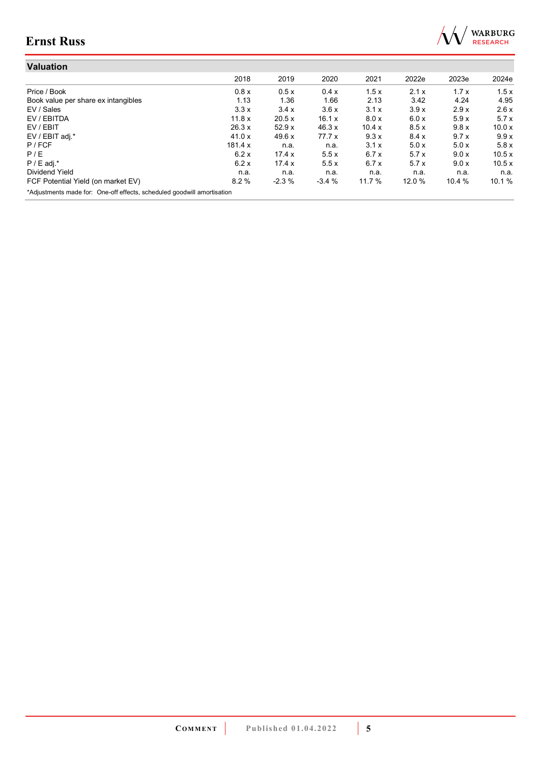## Valuation

| | 2018 | 2019 | 2020 | 2021 | 2022e | 2023e | 2024e |
|---|---|---|---|---|---|---|---|
| Price / Book | 0.8 x | 0.5 x | 0.4 x | 1.5 x | 2.1 x | 1.7 x | 1.5 x |
| Book value per share ex intangibles | 1.13 | 1.36 | 1.66 | 2.13 | 3.42 | 4.24 | 4.95 |
| EV / Sales | 3.3 x | 3.4 x | 3.6 x | 3.1 x | 3.9 x | 2.9 x | 2.6 x |
| EV / EBITDA | 11.8 x | 20.5 x | 16.1 x | 8.0 x | 6.0 x | 5.9 x | 5.7 x |
| EV / EBIT | 26.3 x | 52.9 x | 46.3 x | 10.4 x | 8.5 x | 9.8 x | 10.0 x |
| EV / EBIT adj.* | 41.0 x | 49.6 x | 77.7 x | 9.3 x | 8.4 x | 9.7 x | 9.9 x |
| P / FCF | 181.4 x | n.a. | n.a. | 3.1 x | 5.0 x | 5.0 x | 5.8 x |
| P / E | 6.2 x | 17.4 x | 5.5 x | 6.7 x | 5.7 x | 9.0 x | 10.5 x |
| P / E adj.* | 6.2 x | 17.4 x | 5.5 x | 6.7 x | 5.7 x | 9.0 x | 10.5 x |
| Dividend Yield | n.a. | n.a. | n.a. | n.a. | n.a. | n.a. | n.a. |
| FCF Potential Yield (on market EV) | 8.2 % | -2.3 % | -3.4 % | 11.7 % | 12.0 % | 10.4 % | 10.1 % |

*Adjustments made for: One-off effects, scheduled goodwill amortisation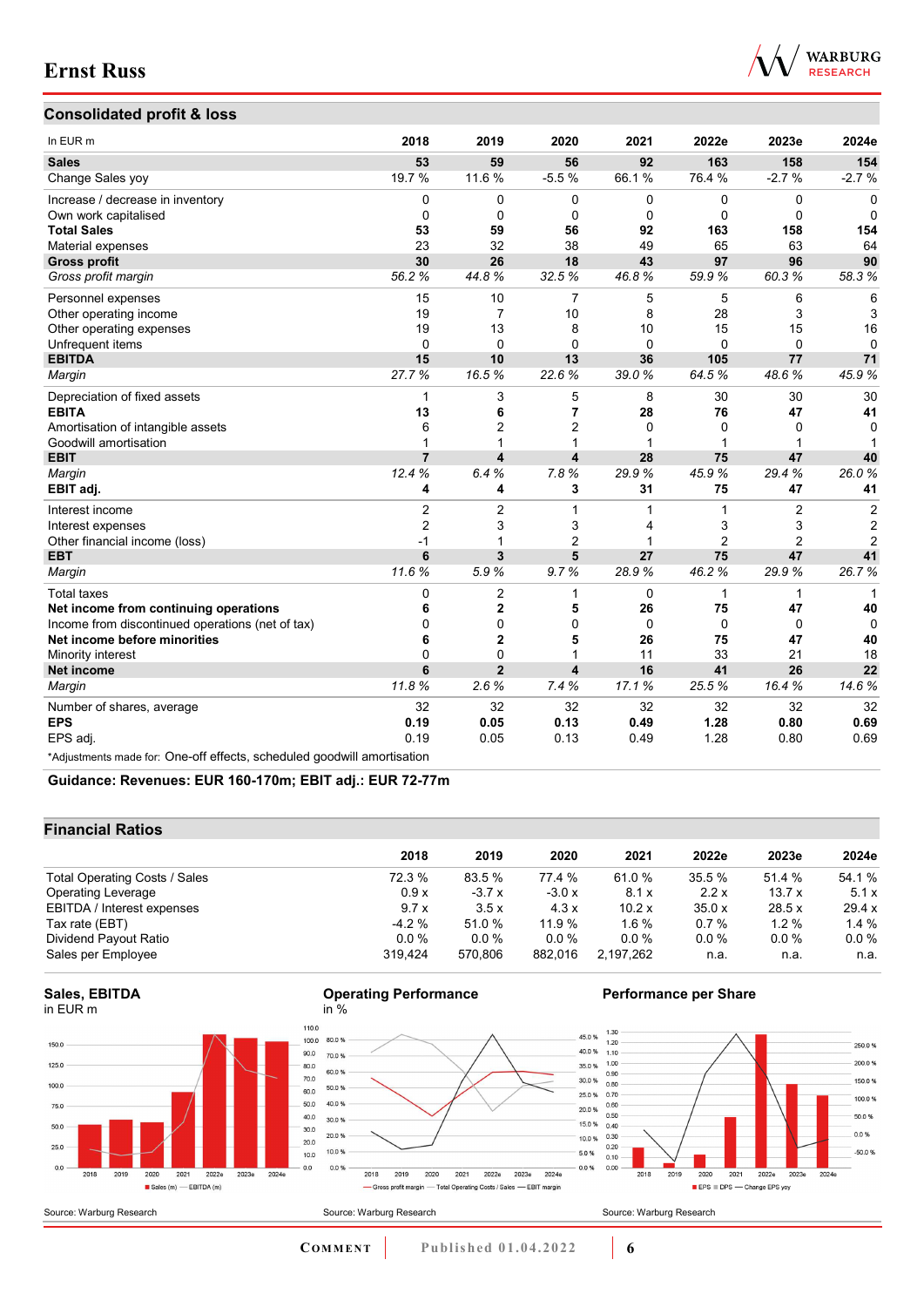## Consolidated profit & loss

| In EUR m | 2018 | 2019 | 2020 | 2021 | 2022e | 2023e | 2024e |
|---|---|---|---|---|---|---|---|
| **Sales** | **53** | **59** | **56** | **92** | **163** | **158** | **154** |
| Change Sales yoy | 19.7 % | 11.6 % | -5.5 % | 66.1 % | 76.4 % | -2.7 % | -2.7 % |
| Increase / decrease in inventory | 0 | 0 | 0 | 0 | 0 | 0 | 0 |
| Own work capitalised | 0 | 0 | 0 | 0 | 0 | 0 | 0 |
| **Total Sales** | **53** | **59** | **56** | **92** | **163** | **158** | **154** |
| Material expenses | 23 | 32 | 38 | 49 | 65 | 63 | 64 |
| **Gross profit** | **30** | **26** | **18** | **43** | **97** | **96** | **90** |
| *Gross profit margin* | *56.2 %* | *44.8 %* | *32.5 %* | *46.8 %* | *59.9 %* | *60.3 %* | *58.3 %* |
| Personnel expenses | 15 | 10 | 7 | 5 | 5 | 6 | 6 |
| Other operating income | 19 | 7 | 10 | 8 | 28 | 3 | 3 |
| Other operating expenses | 19 | 13 | 8 | 10 | 15 | 15 | 16 |
| Unfrequent items | 0 | 0 | 0 | 0 | 0 | 0 | 0 |
| **EBITDA** | **15** | **10** | **13** | **36** | **105** | **77** | **71** |
| *Margin* | *27.7 %* | *16.5 %* | *22.6 %* | *39.0 %* | *64.5 %* | *48.6 %* | *45.9 %* |
| Depreciation of fixed assets | 1 | 3 | 5 | 8 | 30 | 30 | 30 |
| **EBITA** | **13** | **6** | **7** | **28** | **76** | **47** | **41** |
| Amortisation of intangible assets | 6 | 2 | 2 | 0 | 0 | 0 | 0 |
| Goodwill amortisation | 1 | 1 | 1 | 1 | 1 | 1 | 1 |
| **EBIT** | **7** | **4** | **4** | **28** | **75** | **47** | **40** |
| *Margin* | *12.4 %* | *6.4 %* | *7.8 %* | *29.9 %* | *45.9 %* | *29.4 %* | *26.0 %* |
| **EBIT adj.** | **4** | **4** | **3** | **31** | **75** | **47** | **41** |
| Interest income | 2 | 2 | 1 | 1 | 1 | 2 | 2 |
| Interest expenses | 2 | 3 | 3 | 4 | 3 | 3 | 2 |
| Other financial income (loss) | -1 | 1 | 2 | 1 | 2 | 2 | 2 |
| **EBT** | **6** | **3** | **5** | **27** | **75** | **47** | **41** |
| *Margin* | *11.6 %* | *5.9 %* | *9.7 %* | *28.9 %* | *46.2 %* | *29.9 %* | *26.7 %* |
| Total taxes | 0 | 2 | 1 | 0 | 1 | 1 | 1 |
| **Net income from continuing operations** | **6** | **2** | **5** | **26** | **75** | **47** | **40** |
| Income from discontinued operations (net of tax) | 0 | 0 | 0 | 0 | 0 | 0 | 0 |
| **Net income before minorities** | **6** | **2** | **5** | **26** | **75** | **47** | **40** |
| Minority interest | 0 | 0 | 1 | 11 | 33 | 21 | 18 |
| **Net income** | **6** | **2** | **4** | **16** | **41** | **26** | **22** |
| *Margin* | *11.8 %* | *2.6 %* | *7.4 %* | *17.1 %* | *25.5 %* | *16.4 %* | *14.6 %* |
| Number of shares, average | 32 | 32 | 32 | 32 | 32 | 32 | 32 |
| **EPS** | **0.19** | **0.05** | **0.13** | **0.49** | **1.28** | **0.80** | **0.69** |
| EPS adj. | 0.19 | 0.05 | 0.13 | 0.49 | 1.28 | 0.80 | 0.69 |

*Adjustments made for: One-off effects, scheduled goodwill amortisation

**Guidance: Revenues: EUR 160-170m; EBIT adj.: EUR 72-77m**

## Financial Ratios

| | 2018 | 2019 | 2020 | 2021 | 2022e | 2023e | 2024e |
|---|---|---|---|---|---|---|---|
| Total Operating Costs / Sales | 72.3 % | 83.5 % | 77.4 % | 61.0 % | 35.5 % | 51.4 % | 54.1 % |
| Operating Leverage | 0.9 x | -3.7 x | -3.0 x | 8.1 x | 2.2 x | 13.7 x | 5.1 x |
| EBITDA / Interest expenses | 9.7 x | 3.5 x | 4.3 x | 10.2 x | 35.0 x | 28.5 x | 29.4 x |
| Tax rate (EBT) | -4.2 % | 51.0 % | 11.9 % | 1.6 % | 0.7 % | 1.2 % | 1.4 % |
| Dividend Payout Ratio | 0.0 % | 0.0 % | 0.0 % | 0.0 % | 0.0 % | 0.0 % | 0.0 % |
| Sales per Employee | 319,424 | 570,806 | 882,016 | 2,197,262 | n.a. | n.a. | n.a. |

**Sales, EBITDA**
in EUR m

Source: Warburg Research

**Operating Performance**
in %

Source: Warburg Research

**Performance per Share**

Source: Warburg Research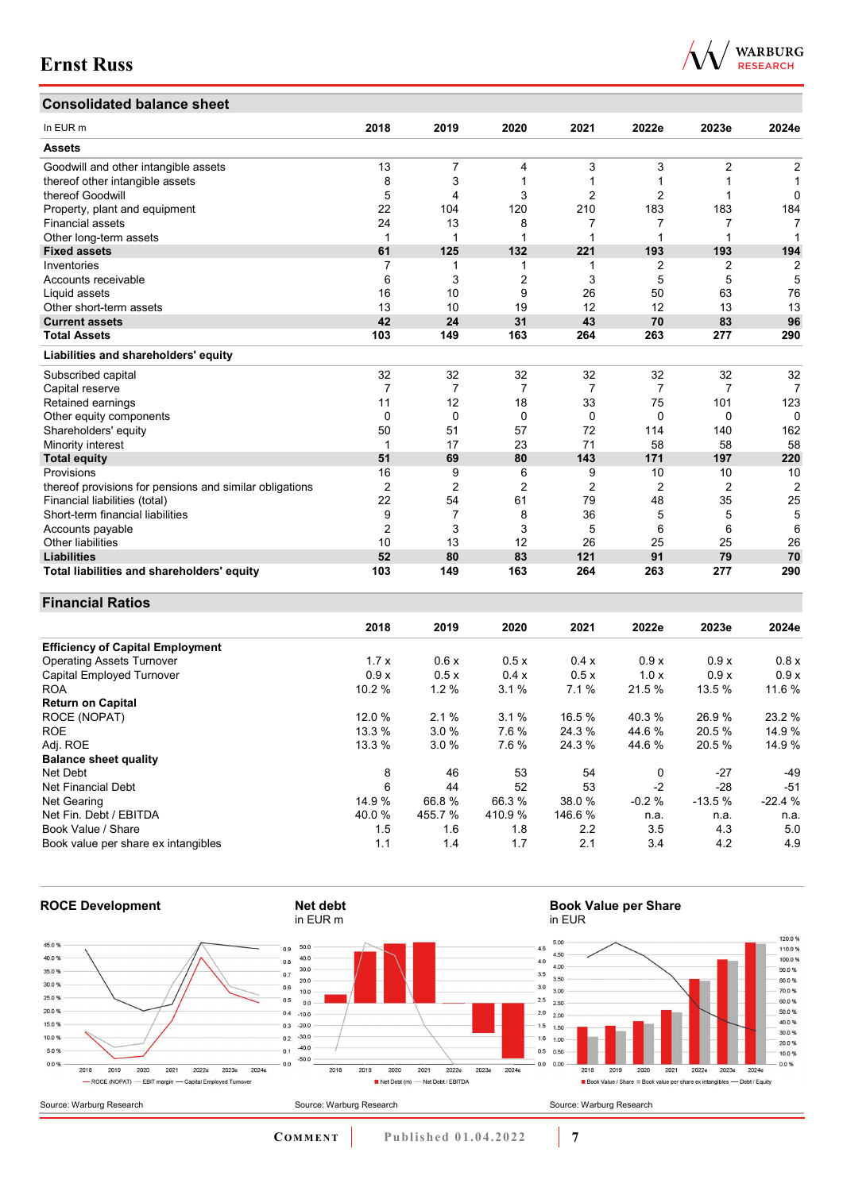## Consolidated balance sheet

| In EUR m | 2018 | 2019 | 2020 | 2021 | 2022e | 2023e | 2024e |
|---|---|---|---|---|---|---|---|
| **Assets** | | | | | | | |
| Goodwill and other intangible assets | 13 | 7 | 4 | 3 | 3 | 2 | 2 |
| thereof other intangible assets | 8 | 3 | 1 | 1 | 1 | 1 | 1 |
| thereof Goodwill | 5 | 4 | 3 | 2 | 2 | 1 | 0 |
| Property, plant and equipment | 22 | 104 | 120 | 210 | 183 | 183 | 184 |
| Financial assets | 24 | 13 | 8 | 7 | 7 | 7 | 7 |
| Other long-term assets | 1 | 1 | 1 | 1 | 1 | 1 | 1 |
| **Fixed assets** | **61** | **125** | **132** | **221** | **193** | **193** | **194** |
| Inventories | 7 | 1 | 1 | 1 | 2 | 2 | 2 |
| Accounts receivable | 6 | 3 | 2 | 3 | 5 | 5 | 5 |
| Liquid assets | 16 | 10 | 9 | 26 | 50 | 63 | 76 |
| Other short-term assets | 13 | 10 | 19 | 12 | 12 | 13 | 13 |
| **Current assets** | **42** | **24** | **31** | **43** | **70** | **83** | **96** |
| **Total Assets** | **103** | **149** | **163** | **264** | **263** | **277** | **290** |
| **Liabilities and shareholders' equity** | | | | | | | |
| Subscribed capital | 32 | 32 | 32 | 32 | 32 | 32 | 32 |
| Capital reserve | 7 | 7 | 7 | 7 | 7 | 7 | 7 |
| Retained earnings | 11 | 12 | 18 | 33 | 75 | 101 | 123 |
| Other equity components | 0 | 0 | 0 | 0 | 0 | 0 | 0 |
| Shareholders' equity | 50 | 51 | 57 | 72 | 114 | 140 | 162 |
| Minority interest | 1 | 17 | 23 | 71 | 58 | 58 | 58 |
| **Total equity** | **51** | **69** | **80** | **143** | **171** | **197** | **220** |
| Provisions | 16 | 9 | 6 | 9 | 10 | 10 | 10 |
| thereof provisions for pensions and similar obligations | 2 | 2 | 2 | 2 | 2 | 2 | 2 |
| Financial liabilities (total) | 22 | 54 | 61 | 79 | 48 | 35 | 25 |
| Short-term financial liabilities | 9 | 7 | 8 | 36 | 5 | 5 | 5 |
| Accounts payable | 2 | 3 | 3 | 5 | 6 | 6 | 6 |
| Other liabilities | 10 | 13 | 12 | 26 | 25 | 25 | 26 |
| **Liabilities** | **52** | **80** | **83** | **121** | **91** | **79** | **70** |
| **Total liabilities and shareholders' equity** | **103** | **149** | **163** | **264** | **263** | **277** | **290** |

## Financial Ratios

| | 2018 | 2019 | 2020 | 2021 | 2022e | 2023e | 2024e |
|---|---|---|---|---|---|---|---|
| **Efficiency of Capital Employment** | | | | | | | |
| Operating Assets Turnover | 1.7 x | 0.6 x | 0.5 x | 0.4 x | 0.9 x | 0.9 x | 0.8 x |
| Capital Employed Turnover | 0.9 x | 0.5 x | 0.4 x | 0.5 x | 1.0 x | 0.9 x | 0.9 x |
| ROA | 10.2 % | 1.2 % | 3.1 % | 7.1 % | 21.5 % | 13.5 % | 11.6 % |
| **Return on Capital** | | | | | | | |
| ROCE (NOPAT) | 12.0 % | 2.1 % | 3.1 % | 16.5 % | 40.3 % | 26.9 % | 23.2 % |
| ROE | 13.3 % | 3.0 % | 7.6 % | 24.3 % | 44.6 % | 20.5 % | 14.9 % |
| Adj. ROE | 13.3 % | 3.0 % | 7.6 % | 24.3 % | 44.6 % | 20.5 % | 14.9 % |
| **Balance sheet quality** | | | | | | | |
| Net Debt | 8 | 46 | 53 | 54 | 0 | -27 | -49 |
| Net Financial Debt | 6 | 44 | 52 | 53 | -2 | -28 | -51 |
| Net Gearing | 14.9 % | 66.8 % | 66.3 % | 38.0 % | -0.2 % | -13.5 % | -22.4 % |
| Net Fin. Debt / EBITDA | 40.0 % | 455.7 % | 410.9 % | 146.6 % | n.a. | n.a. | n.a. |
| Book Value / Share | 1.5 | 1.6 | 1.8 | 2.2 | 3.5 | 4.3 | 5.0 |
| Book value per share ex intangibles | 1.1 | 1.4 | 1.7 | 2.1 | 3.4 | 4.2 | 4.9 |

**ROCE Development**

Source: Warburg Research

**Net debt**
in EUR m

Source: Warburg Research

**Book Value per Share**
in EUR

Source: Warburg Research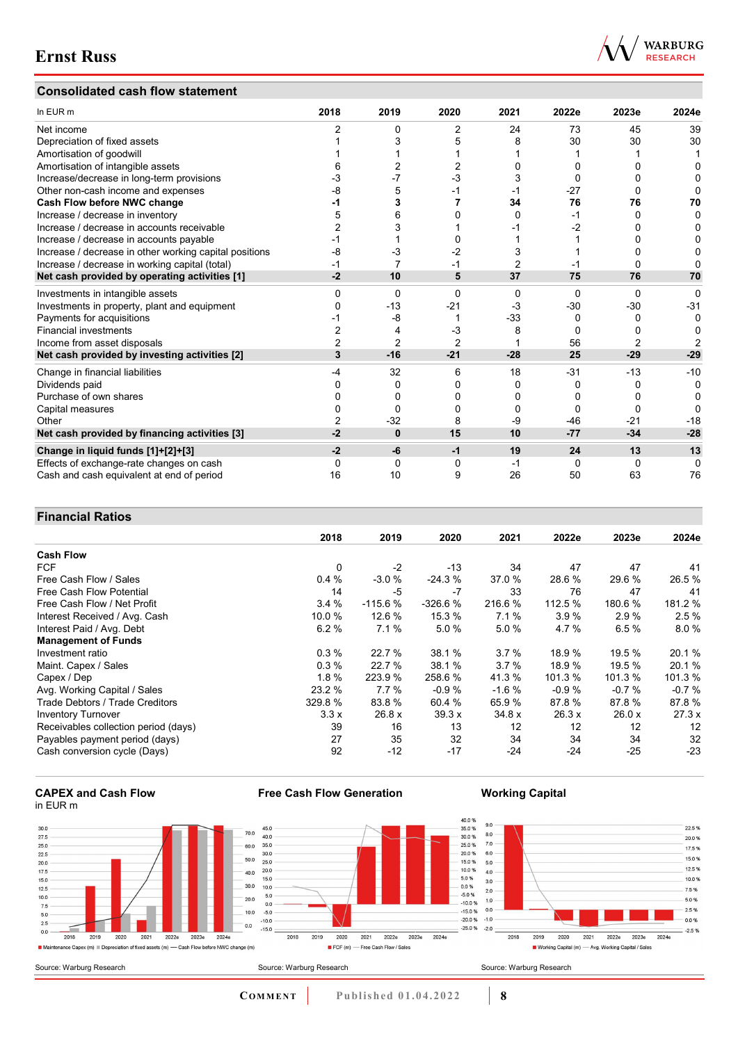## Consolidated cash flow statement

| In EUR m | 2018 | 2019 | 2020 | 2021 | 2022e | 2023e | 2024e |
|---|---|---|---|---|---|---|---|
| Net income | 2 | 0 | 2 | 24 | 73 | 45 | 39 |
| Depreciation of fixed assets | 1 | 3 | 5 | 8 | 30 | 30 | 30 |
| Amortisation of goodwill | 1 | 1 | 1 | 1 | 1 | 1 | 1 |
| Amortisation of intangible assets | 6 | 2 | 2 | 0 | 0 | 0 | 0 |
| Increase/decrease in long-term provisions | -3 | -7 | -3 | 3 | 0 | 0 | 0 |
| Other non-cash income and expenses | -8 | 5 | -1 | -1 | -27 | 0 | 0 |
| **Cash Flow before NWC change** | **-1** | **3** | **7** | **34** | **76** | **76** | **70** |
| Increase / decrease in inventory | 5 | 6 | 0 | 0 | -1 | 0 | 0 |
| Increase / decrease in accounts receivable | 2 | 3 | 1 | -1 | -2 | 0 | 0 |
| Increase / decrease in accounts payable | -1 | 1 | 0 | 1 | 1 | 0 | 0 |
| Increase / decrease in other working capital positions | -8 | -3 | -2 | 3 | 1 | 0 | 0 |
| Increase / decrease in working capital (total) | -1 | 7 | -1 | 2 | -1 | 0 | 0 |
| **Net cash provided by operating activities [1]** | **-2** | **10** | **5** | **37** | **75** | **76** | **70** |
| Investments in intangible assets | 0 | 0 | 0 | 0 | 0 | 0 | 0 |
| Investments in property, plant and equipment | 0 | -13 | -21 | -3 | -30 | -30 | -31 |
| Payments for acquisitions | -1 | -8 | 1 | -33 | 0 | 0 | 0 |
| Financial investments | 2 | 4 | -3 | 8 | 0 | 0 | 0 |
| Income from asset disposals | 2 | 2 | 2 | 1 | 56 | 2 | 2 |
| **Net cash provided by investing activities [2]** | **3** | **-16** | **-21** | **-28** | **25** | **-29** | **-29** |
| Change in financial liabilities | -4 | 32 | 6 | 18 | -31 | -13 | -10 |
| Dividends paid | 0 | 0 | 0 | 0 | 0 | 0 | 0 |
| Purchase of own shares | 0 | 0 | 0 | 0 | 0 | 0 | 0 |
| Capital measures | 0 | 0 | 0 | 0 | 0 | 0 | 0 |
| Other | 2 | -32 | 8 | -9 | -46 | -21 | -18 |
| **Net cash provided by financing activities [3]** | **-2** | **0** | **15** | **10** | **-77** | **-34** | **-28** |
| **Change in liquid funds [1]+[2]+[3]** | **-2** | **-6** | **-1** | **19** | **24** | **13** | **13** |
| Effects of exchange-rate changes on cash | 0 | 0 | 0 | -1 | 0 | 0 | 0 |
| Cash and cash equivalent at end of period | 16 | 10 | 9 | 26 | 50 | 63 | 76 |

## Financial Ratios

| | 2018 | 2019 | 2020 | 2021 | 2022e | 2023e | 2024e |
|---|---|---|---|---|---|---|---|
| **Cash Flow** | | | | | | | |
| FCF | 0 | -2 | -13 | 34 | 47 | 47 | 41 |
| Free Cash Flow / Sales | 0.4 % | -3.0 % | -24.3 % | 37.0 % | 28.6 % | 29.6 % | 26.5 % |
| Free Cash Flow Potential | 14 | -5 | -7 | 33 | 76 | 47 | 41 |
| Free Cash Flow / Net Profit | 3.4 % | -115.6 % | -326.6 % | 216.6 % | 112.5 % | 180.6 % | 181.2 % |
| Interest Received / Avg. Cash | 10.0 % | 12.6 % | 15.3 % | 7.1 % | 3.9 % | 2.9 % | 2.5 % |
| Interest Paid / Avg. Debt | 6.2 % | 7.1 % | 5.0 % | 5.0 % | 4.7 % | 6.5 % | 8.0 % |
| **Management of Funds** | | | | | | | |
| Investment ratio | 0.3 % | 22.7 % | 38.1 % | 3.7 % | 18.9 % | 19.5 % | 20.1 % |
| Maint. Capex / Sales | 0.3 % | 22.7 % | 38.1 % | 3.7 % | 18.9 % | 19.5 % | 20.1 % |
| Capex / Dep | 1.8 % | 223.9 % | 258.6 % | 41.3 % | 101.3 % | 101.3 % | 101.3 % |
| Avg. Working Capital / Sales | 23.2 % | 7.7 % | -0.9 % | -1.6 % | -0.9 % | -0.7 % | -0.7 % |
| Trade Debtors / Trade Creditors | 329.8 % | 83.8 % | 60.4 % | 65.9 % | 87.8 % | 87.8 % | 87.8 % |
| Inventory Turnover | 3.3 x | 26.8 x | 39.3 x | 34.8 x | 26.3 x | 26.0 x | 27.3 x |
| Receivables collection period (days) | 39 | 16 | 13 | 12 | 12 | 12 | 12 |
| Payables payment period (days) | 27 | 35 | 32 | 34 | 34 | 34 | 32 |
| Cash conversion cycle (Days) | 92 | -12 | -17 | -24 | -24 | -25 | -23 |

**CAPEX and Cash Flow**
in EUR m

Source: Warburg Research

**Free Cash Flow Generation**

Source: Warburg Research

**Working Capital**

Source: Warburg Research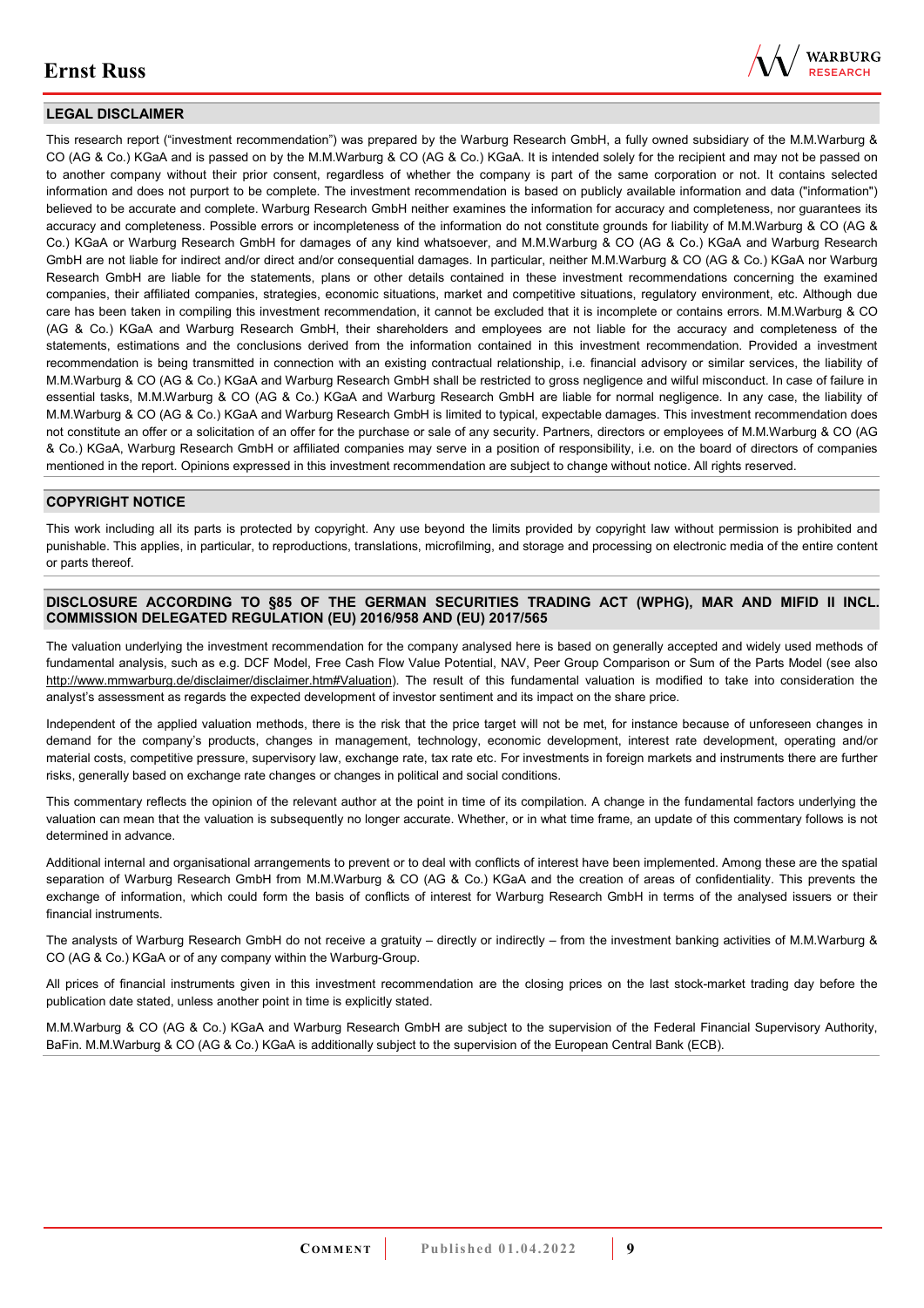## LEGAL DISCLAIMER

This research report ("investment recommendation") was prepared by the Warburg Research GmbH, a fully owned subsidiary of the M.M.Warburg & CO (AG & Co.) KGaA and is passed on by the M.M.Warburg & CO (AG & Co.) KGaA. It is intended solely for the recipient and may not be passed on to another company without their prior consent, regardless of whether the company is part of the same corporation or not. It contains selected information and does not purport to be complete. The investment recommendation is based on publicly available information and data ("information") believed to be accurate and complete. Warburg Research GmbH neither examines the information for accuracy and completeness, nor guarantees its accuracy and completeness. Possible errors or incompleteness of the information do not constitute grounds for liability of M.M.Warburg & CO (AG & Co.) KGaA or Warburg Research GmbH for damages of any kind whatsoever, and M.M.Warburg & CO (AG & Co.) KGaA and Warburg Research GmbH are not liable for indirect and/or direct and/or consequential damages. In particular, neither M.M.Warburg & CO (AG & Co.) KGaA nor Warburg Research GmbH are liable for the statements, plans or other details contained in these investment recommendations concerning the examined companies, their affiliated companies, strategies, economic situations, market and competitive situations, regulatory environment, etc. Although due care has been taken in compiling this investment recommendation, it cannot be excluded that it is incomplete or contains errors. M.M.Warburg & CO (AG & Co.) KGaA and Warburg Research GmbH, their shareholders and employees are not liable for the accuracy and completeness of the statements, estimations and the conclusions derived from the information contained in this investment recommendation. Provided a investment recommendation is being transmitted in connection with an existing contractual relationship, i.e. financial advisory or similar services, the liability of M.M.Warburg & CO (AG & Co.) KGaA and Warburg Research GmbH shall be restricted to gross negligence and wilful misconduct. In case of failure in essential tasks, M.M.Warburg & CO (AG & Co.) KGaA and Warburg Research GmbH are liable for normal negligence. In any case, the liability of M.M.Warburg & CO (AG & Co.) KGaA and Warburg Research GmbH is limited to typical, expectable damages. This investment recommendation does not constitute an offer or a solicitation of an offer for the purchase or sale of any security. Partners, directors or employees of M.M.Warburg & CO (AG & Co.) KGaA, Warburg Research GmbH or affiliated companies may serve in a position of responsibility, i.e. on the board of directors of companies mentioned in the report. Opinions expressed in this investment recommendation are subject to change without notice. All rights reserved.

## COPYRIGHT NOTICE

This work including all its parts is protected by copyright. Any use beyond the limits provided by copyright law without permission is prohibited and punishable. This applies, in particular, to reproductions, translations, microfilming, and storage and processing on electronic media of the entire content or parts thereof.

## DISCLOSURE ACCORDING TO §85 OF THE GERMAN SECURITIES TRADING ACT (WPHG), MAR AND MIFID II INCL. COMMISSION DELEGATED REGULATION (EU) 2016/958 AND (EU) 2017/565

The valuation underlying the investment recommendation for the company analysed here is based on generally accepted and widely used methods of fundamental analysis, such as e.g. DCF Model, Free Cash Flow Value Potential, NAV, Peer Group Comparison or Sum of the Parts Model (see also http://www.mmwarburg.de/disclaimer/disclaimer.htm#Valuation). The result of this fundamental valuation is modified to take into consideration the analyst's assessment as regards the expected development of investor sentiment and its impact on the share price.

Independent of the applied valuation methods, there is the risk that the price target will not be met, for instance because of unforeseen changes in demand for the company's products, changes in management, technology, economic development, interest rate development, operating and/or material costs, competitive pressure, supervisory law, exchange rate, tax rate etc. For investments in foreign markets and instruments there are further risks, generally based on exchange rate changes or changes in political and social conditions.

This commentary reflects the opinion of the relevant author at the point in time of its compilation. A change in the fundamental factors underlying the valuation can mean that the valuation is subsequently no longer accurate. Whether, or in what time frame, an update of this commentary follows is not determined in advance.

Additional internal and organisational arrangements to prevent or to deal with conflicts of interest have been implemented. Among these are the spatial separation of Warburg Research GmbH from M.M.Warburg & CO (AG & Co.) KGaA and the creation of areas of confidentiality. This prevents the exchange of information, which could form the basis of conflicts of interest for Warburg Research GmbH in terms of the analysed issuers or their financial instruments.

The analysts of Warburg Research GmbH do not receive a gratuity – directly or indirectly – from the investment banking activities of M.M.Warburg & CO (AG & Co.) KGaA or of any company within the Warburg-Group.

All prices of financial instruments given in this investment recommendation are the closing prices on the last stock-market trading day before the publication date stated, unless another point in time is explicitly stated.

M.M.Warburg & CO (AG & Co.) KGaA and Warburg Research GmbH are subject to the supervision of the Federal Financial Supervisory Authority, BaFin. M.M.Warburg & CO (AG & Co.) KGaA is additionally subject to the supervision of the European Central Bank (ECB).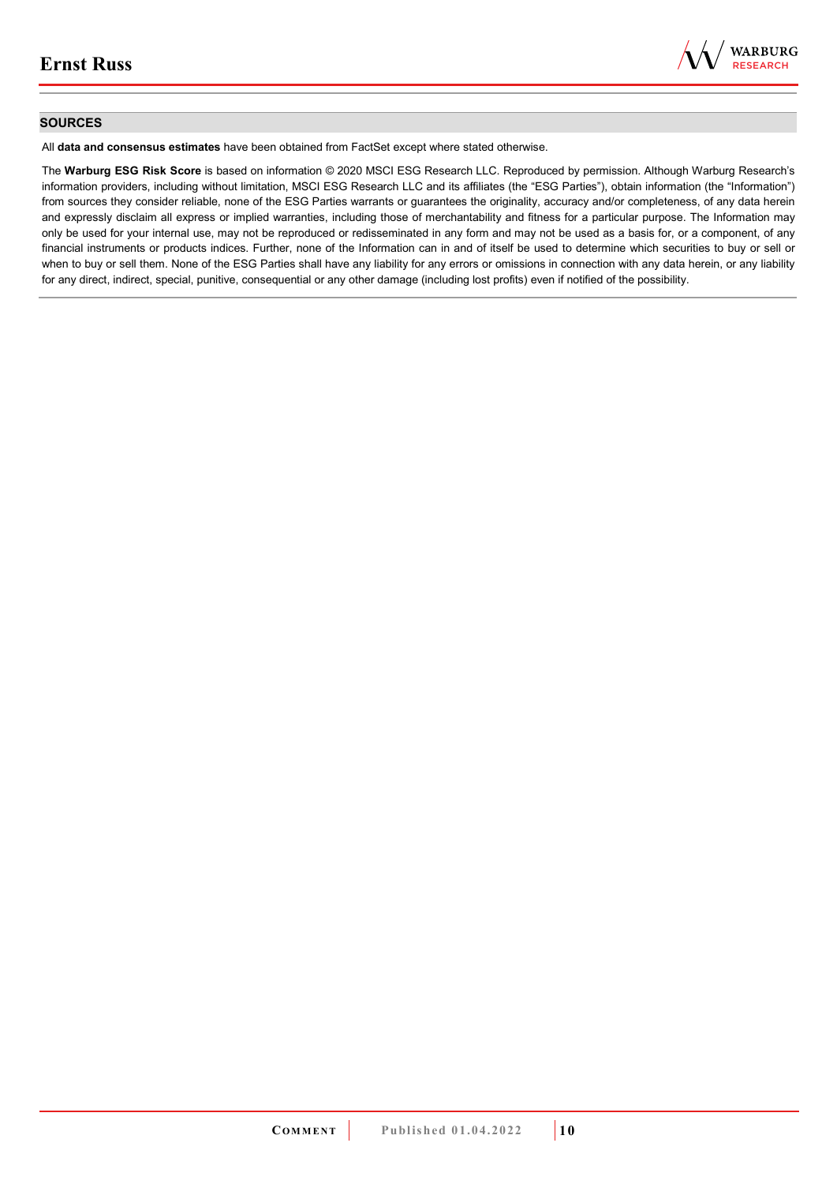## SOURCES

All **data and consensus estimates** have been obtained from FactSet except where stated otherwise.

The **Warburg ESG Risk Score** is based on information © 2020 MSCI ESG Research LLC. Reproduced by permission. Although Warburg Research's information providers, including without limitation, MSCI ESG Research LLC and its affiliates (the "ESG Parties"), obtain information (the "Information") from sources they consider reliable, none of the ESG Parties warrants or guarantees the originality, accuracy and/or completeness, of any data herein and expressly disclaim all express or implied warranties, including those of merchantability and fitness for a particular purpose. The Information may only be used for your internal use, may not be reproduced or redisseminated in any form and may not be used as a basis for, or a component, of any financial instruments or products indices. Further, none of the Information can in and of itself be used to determine which securities to buy or sell or when to buy or sell them. None of the ESG Parties shall have any liability for any errors or omissions in connection with any data herein, or any liability for any direct, indirect, special, punitive, consequential or any other damage (including lost profits) even if notified of the possibility.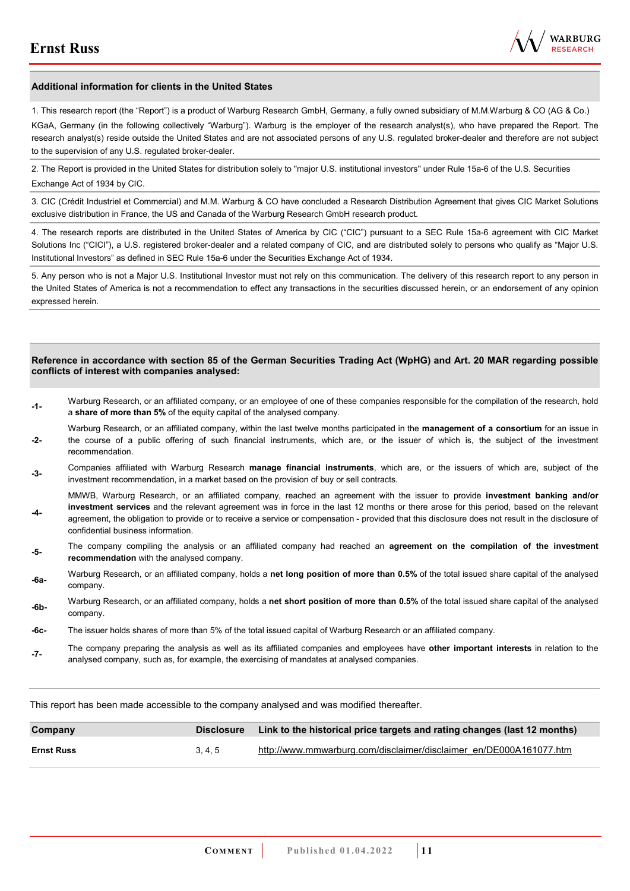## Additional information for clients in the United States

1. This research report (the "Report") is a product of Warburg Research GmbH, Germany, a fully owned subsidiary of M.M.Warburg & CO (AG & Co.) KGaA, Germany (in the following collectively "Warburg"). Warburg is the employer of the research analyst(s), who have prepared the Report. The research analyst(s) reside outside the United States and are not associated persons of any U.S. regulated broker-dealer and therefore are not subject to the supervision of any U.S. regulated broker-dealer.

2. The Report is provided in the United States for distribution solely to "major U.S. institutional investors" under Rule 15a-6 of the U.S. Securities Exchange Act of 1934 by CIC.

3. CIC (Crédit Industriel et Commercial) and M.M. Warburg & CO have concluded a Research Distribution Agreement that gives CIC Market Solutions exclusive distribution in France, the US and Canada of the Warburg Research GmbH research product.

4. The research reports are distributed in the United States of America by CIC ("CIC") pursuant to a SEC Rule 15a-6 agreement with CIC Market Solutions Inc ("CICI"), a U.S. registered broker-dealer and a related company of CIC, and are distributed solely to persons who qualify as "Major U.S. Institutional Investors" as defined in SEC Rule 15a-6 under the Securities Exchange Act of 1934.

5. Any person who is not a Major U.S. Institutional Investor must not rely on this communication. The delivery of this research report to any person in the United States of America is not a recommendation to effect any transactions in the securities discussed herein, or an endorsement of any opinion expressed herein.

## Reference in accordance with section 85 of the German Securities Trading Act (WpHG) and Art. 20 MAR regarding possible conflicts of interest with companies analysed:

| | |
|---|---|
| -1- | Warburg Research, or an affiliated company, or an employee of one of these companies responsible for the compilation of the research, hold a **share of more than 5%** of the equity capital of the analysed company. |
| -2- | Warburg Research, or an affiliated company, within the last twelve months participated in the **management of a consortium** for an issue in the course of a public offering of such financial instruments, which are, or the issuer of which is, the subject of the investment recommendation. |
| -3- | Companies affiliated with Warburg Research **manage financial instruments**, which are, or the issuers of which are, subject of the investment recommendation, in a market based on the provision of buy or sell contracts. |
| -4- | MMWB, Warburg Research, or an affiliated company, reached an agreement with the issuer to provide **investment banking and/or investment services** and the relevant agreement was in force in the last 12 months or there arose for this period, based on the relevant agreement, the obligation to provide or to receive a service or compensation - provided that this disclosure does not result in the disclosure of confidential business information. |
| -5- | The company compiling the analysis or an affiliated company had reached an **agreement on the compilation of the investment recommendation** with the analysed company. |
| -6a- | Warburg Research, or an affiliated company, holds a **net long position of more than 0.5%** of the total issued share capital of the analysed company. |
| -6b- | Warburg Research, or an affiliated company, holds a **net short position of more than 0.5%** of the total issued share capital of the analysed company. |
| -6c- | The issuer holds shares of more than 5% of the total issued capital of Warburg Research or an affiliated company. |
| -7- | The company preparing the analysis as well as its affiliated companies and employees have **other important interests** in relation to the analysed company, such as, for example, the exercising of mandates at analysed companies. |

This report has been made accessible to the company analysed and was modified thereafter.

| Company | Disclosure | Link to the historical price targets and rating changes (last 12 months) |
|---|---|---|
| **Ernst Russ** | 3, 4, 5 | http://www.mmwarburg.com/disclaimer/disclaimer_en/DE000A161077.htm |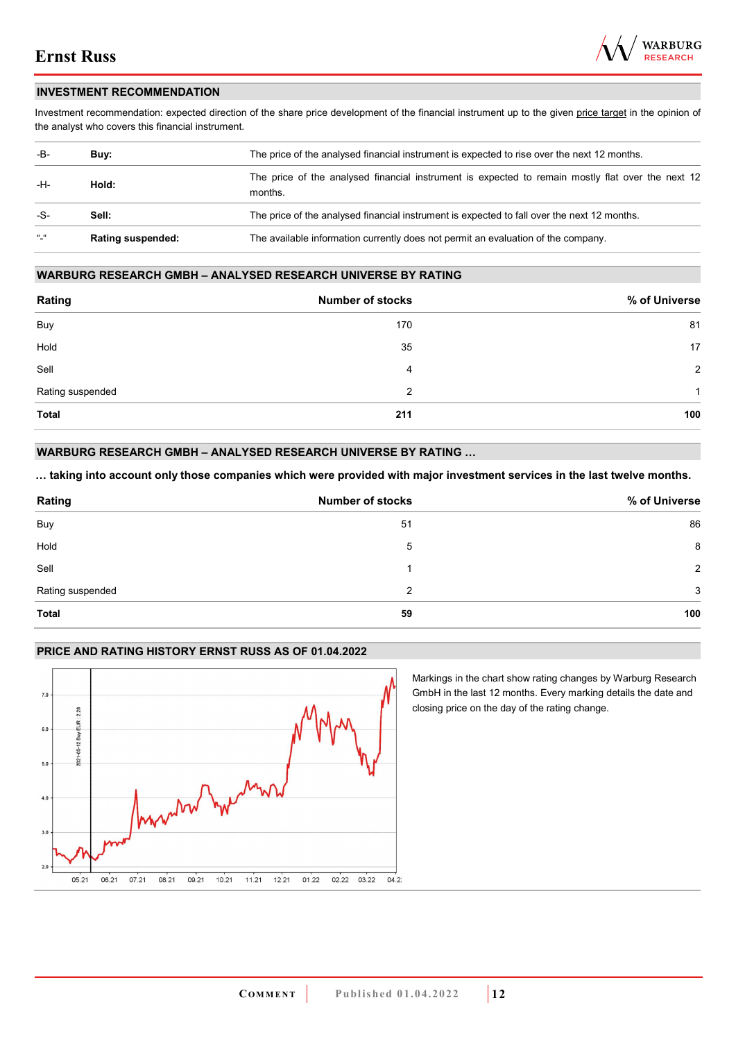## INVESTMENT RECOMMENDATION

Investment recommendation: expected direction of the share price development of the financial instrument up to the given price target in the opinion of the analyst who covers this financial instrument.

| | | |
|---|---|---|
| -B- | **Buy:** | The price of the analysed financial instrument is expected to rise over the next 12 months. |
| -H- | **Hold:** | The price of the analysed financial instrument is expected to remain mostly flat over the next 12 months. |
| -S- | **Sell:** | The price of the analysed financial instrument is expected to fall over the next 12 months. |
| "-" | **Rating suspended:** | The available information currently does not permit an evaluation of the company. |

## WARBURG RESEARCH GMBH – ANALYSED RESEARCH UNIVERSE BY RATING

| Rating | Number of stocks | % of Universe |
|---|---|---|
| Buy | 170 | 81 |
| Hold | 35 | 17 |
| Sell | 4 | 2 |
| Rating suspended | 2 | 1 |
| **Total** | **211** | **100** |

## WARBURG RESEARCH GMBH – ANALYSED RESEARCH UNIVERSE BY RATING …

**… taking into account only those companies which were provided with major investment services in the last twelve months.**

| Rating | Number of stocks | % of Universe |
|---|---|---|
| Buy | 51 | 86 |
| Hold | 5 | 8 |
| Sell | 1 | 2 |
| Rating suspended | 2 | 3 |
| **Total** | **59** | **100** |

## PRICE AND RATING HISTORY ERNST RUSS AS OF 01.04.2022

Markings in the chart show rating changes by Warburg Research GmbH in the last 12 months. Every marking details the date and closing price on the day of the rating change.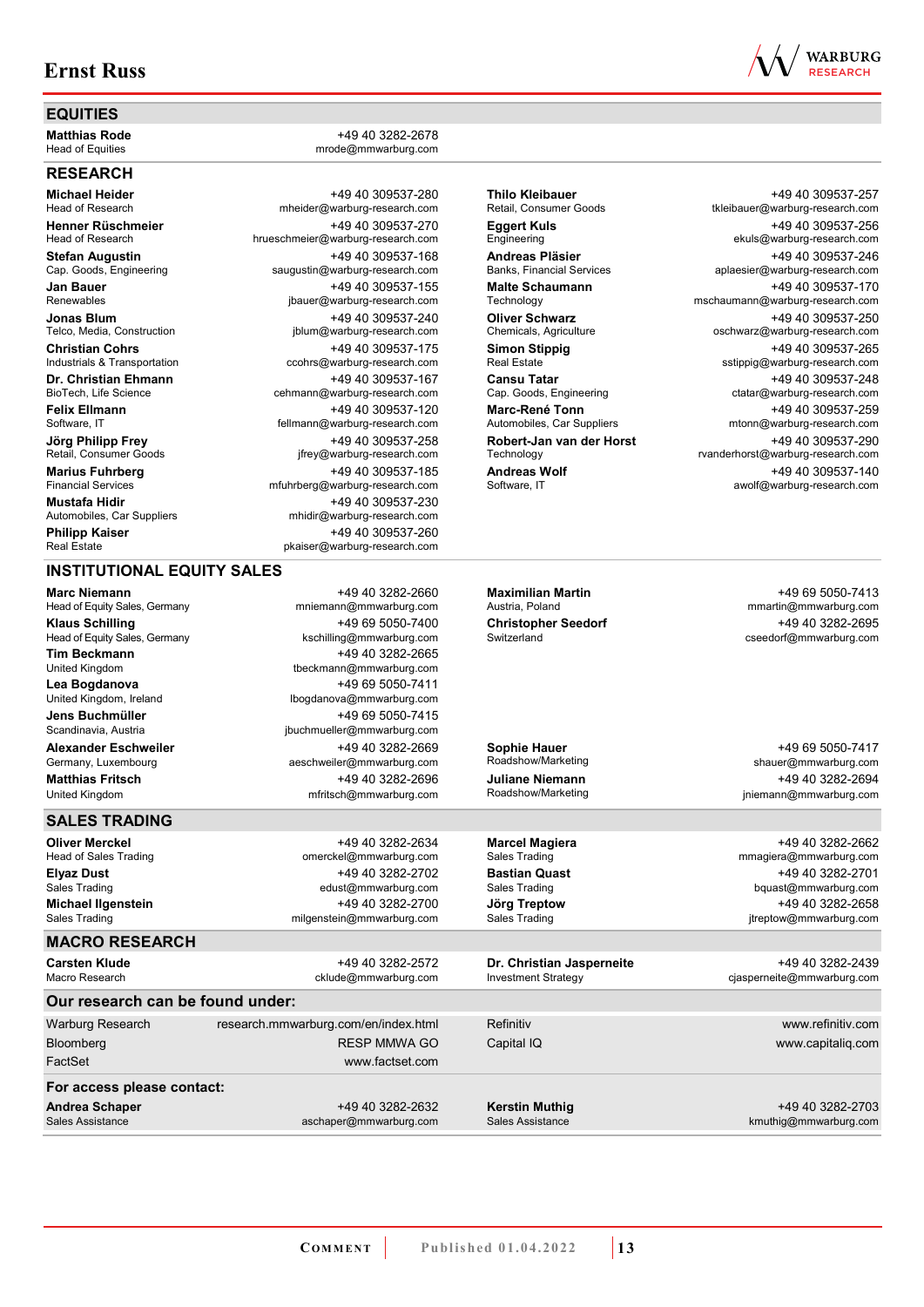## EQUITIES

**Matthias Rode** +49 40 3282-2678
Head of Equities mrode@mmwarburg.com

## RESEARCH

| | | | |
|---|---|---|---|
| **Michael Heider**<br>Head of Research | +49 40 309537-280<br>mheider@warburg-research.com | **Thilo Kleibauer**<br>Retail, Consumer Goods | +49 40 309537-257<br>tkleibauer@warburg-research.com |
| **Henner Rüschmeier**<br>Head of Research | +49 40 309537-270<br>hrueschmeier@warburg-research.com | **Eggert Kuls**<br>Engineering | +49 40 309537-256<br>ekuls@warburg-research.com |
| **Stefan Augustin**<br>Cap. Goods, Engineering | +49 40 309537-168<br>saugustin@warburg-research.com | **Andreas Pläsier**<br>Banks, Financial Services | +49 40 309537-246<br>aplaesier@warburg-research.com |
| **Jan Bauer**<br>Renewables | +49 40 309537-155<br>jbauer@warburg-research.com | **Malte Schaumann**<br>Technology | +49 40 309537-170<br>mschaumann@warburg-research.com |
| **Jonas Blum**<br>Telco, Media, Construction | +49 40 309537-240<br>jblum@warburg-research.com | **Oliver Schwarz**<br>Chemicals, Agriculture | +49 40 309537-250<br>oschwarz@warburg-research.com |
| **Christian Cohrs**<br>Industrials & Transportation | +49 40 309537-175<br>ccohrs@warburg-research.com | **Simon Stippig**<br>Real Estate | +49 40 309537-265<br>sstippig@warburg-research.com |
| **Dr. Christian Ehmann**<br>BioTech, Life Science | +49 40 309537-167<br>cehmann@warburg-research.com | **Cansu Tatar**<br>Cap. Goods, Engineering | +49 40 309537-248<br>ctatar@warburg-research.com |
| **Felix Ellmann**<br>Software, IT | +49 40 309537-120<br>fellmann@warburg-research.com | **Marc-René Tonn**<br>Automobiles, Car Suppliers | +49 40 309537-259<br>mtonn@warburg-research.com |
| **Jörg Philipp Frey**<br>Retail, Consumer Goods | +49 40 309537-258<br>jfrey@warburg-research.com | **Robert-Jan van der Horst**<br>Technology | +49 40 309537-290<br>rvanderhorst@warburg-research.com |
| **Marius Fuhrberg**<br>Financial Services | +49 40 309537-185<br>mfuhrberg@warburg-research.com | **Andreas Wolf**<br>Software, IT | +49 40 309537-140<br>awolf@warburg-research.com |
| **Mustafa Hidir**<br>Automobiles, Car Suppliers | +49 40 309537-230<br>mhidir@warburg-research.com | | |
| **Philipp Kaiser**<br>Real Estate | +49 40 309537-260<br>pkaiser@warburg-research.com | | |

## INSTITUTIONAL EQUITY SALES

| | | | |
|---|---|---|---|
| **Marc Niemann**<br>Head of Equity Sales, Germany | +49 40 3282-2660<br>mniemann@mmwarburg.com | **Maximilian Martin**<br>Austria, Poland | +49 69 5050-7413<br>mmartin@mmwarburg.com |
| **Klaus Schilling**<br>Head of Equity Sales, Germany | +49 69 5050-7400<br>kschilling@mmwarburg.com | **Christopher Seedorf**<br>Switzerland | +49 40 3282-2695<br>cseedorf@mmwarburg.com |
| **Tim Beckmann**<br>United Kingdom | +49 40 3282-2665<br>tbeckmann@mmwarburg.com | | |
| **Lea Bogdanova**<br>United Kingdom, Ireland | +49 69 5050-7411<br>lbogdanova@mmwarburg.com | | |
| **Jens Buchmüller**<br>Scandinavia, Austria | +49 69 5050-7415<br>jbuchmueller@mmwarburg.com | | |
| **Alexander Eschweiler**<br>Germany, Luxembourg | +49 40 3282-2669<br>aeschweiler@mmwarburg.com | **Sophie Hauer**<br>Roadshow/Marketing | +49 69 5050-7417<br>shauer@mmwarburg.com |
| **Matthias Fritsch**<br>United Kingdom | +49 40 3282-2696<br>mfritsch@mmwarburg.com | **Juliane Niemann**<br>Roadshow/Marketing | +49 40 3282-2694<br>jniemann@mmwarburg.com |

## SALES TRADING

| | | | |
|---|---|---|---|
| **Oliver Merckel**<br>Head of Sales Trading | +49 40 3282-2634<br>omerckel@mmwarburg.com | **Marcel Magiera**<br>Sales Trading | +49 40 3282-2662<br>mmagiera@mmwarburg.com |
| **Elyaz Dust**<br>Sales Trading | +49 40 3282-2702<br>edust@mmwarburg.com | **Bastian Quast**<br>Sales Trading | +49 40 3282-2701<br>bquast@mmwarburg.com |
| **Michael Ilgenstein**<br>Sales Trading | +49 40 3282-2700<br>milgenstein@mmwarburg.com | **Jörg Treptow**<br>Sales Trading | +49 40 3282-2658<br>jtreptow@mmwarburg.com |

## MACRO RESEARCH

| | | | |
|---|---|---|---|
| **Carsten Klude**<br>Macro Research | +49 40 3282-2572<br>cklude@mmwarburg.com | **Dr. Christian Jasperneite**<br>Investment Strategy | +49 40 3282-2439<br>cjasperneite@mmwarburg.com |

## Our research can be found under:

| | | | |
|---|---|---|---|
| Warburg Research | research.mmwarburg.com/en/index.html | Refinitiv | www.refinitiv.com |
| Bloomberg | RESP MMWA GO | Capital IQ | www.capitaliq.com |
| FactSet | www.factset.com | | |

## For access please contact:

| | | | |
|---|---|---|---|
| **Andrea Schaper**<br>Sales Assistance | +49 40 3282-2632<br>aschaper@mmwarburg.com | **Kerstin Muthig**<br>Sales Assistance | +49 40 3282-2703<br>kmuthig@mmwarburg.com |